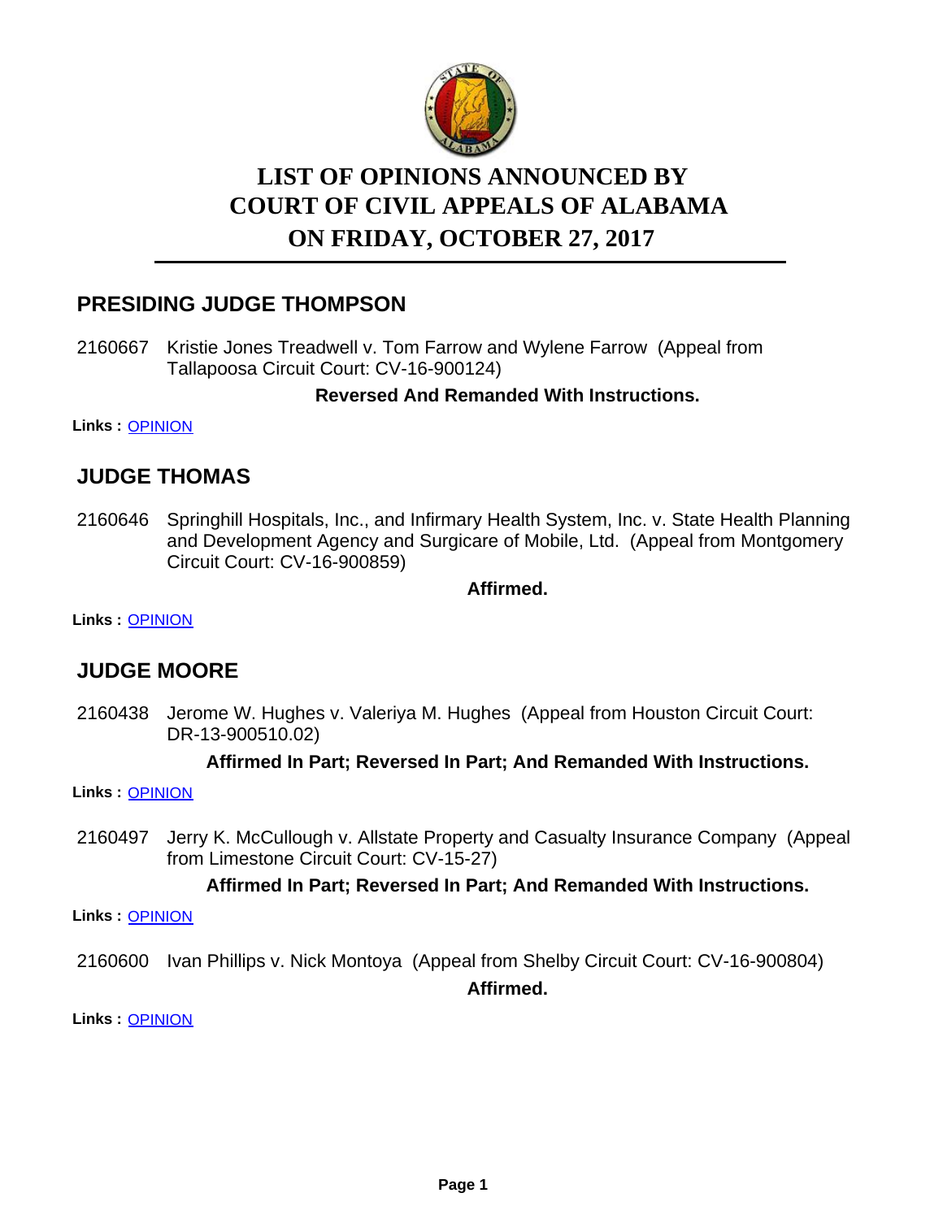# LIST OF OPINIONS ANNOUNCED BY COURT OF CIVIL APPEALS OF ALABAMA ON FRIDAY, OCTOBER 27, 2017

## PRESIDING JUDGE THOMPSON

2160667 Kristie Jones Treadwell v. Tom Farrow and Wylene Farrow (Appeal from Tallapoosa Circuit Court: CV-16-900124)

**Reversed And Remanded With Instructions.**

**Links :** OPINION

## JUDGE THOMAS

2160646 Springhill Hospitals, Inc., and Infirmary Health System, Inc. v. State Health Planning and Development Agency and Surgicare of Mobile, Ltd. (Appeal from Montgomery Circuit Court: CV-16-900859)

**Affirmed.**

**Links :** OPINION

## JUDGE MOORE

2160438 Jerome W. Hughes v. Valeriya M. Hughes (Appeal from Houston Circuit Court: DR-13-900510.02)

**Affirmed In Part; Reversed In Part; And Remanded With Instructions.**

**Links :** OPINION

2160497 Jerry K. McCullough v. Allstate Property and Casualty Insurance Company (Appeal from Limestone Circuit Court: CV-15-27)

**Affirmed In Part; Reversed In Part; And Remanded With Instructions.**

**Links :** OPINION

2160600 Ivan Phillips v. Nick Montoya (Appeal from Shelby Circuit Court: CV-16-900804)

**Affirmed.**

**Links :** OPINION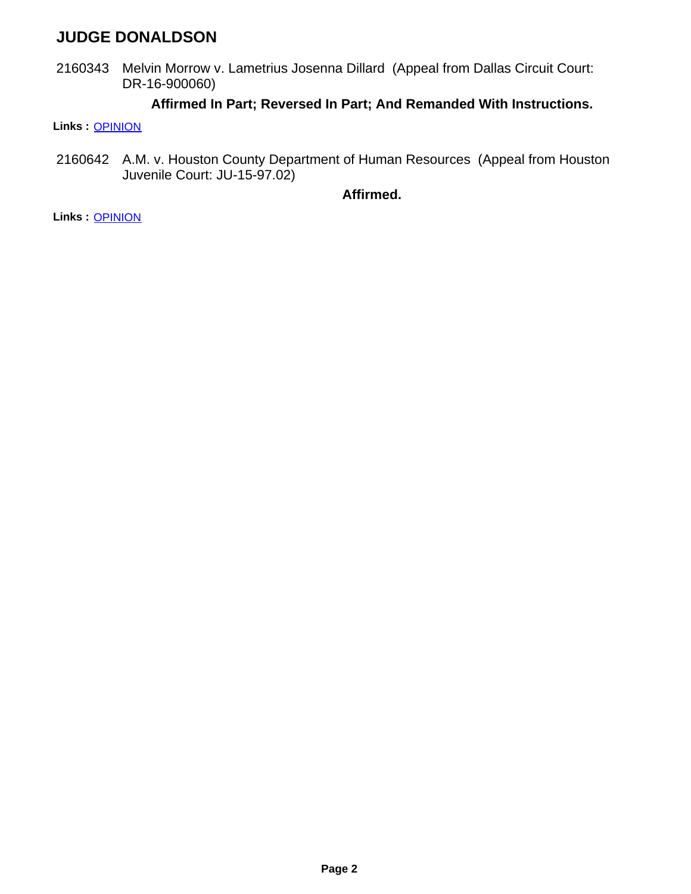## JUDGE DONALDSON

2160343 Melvin Morrow v. Lametrius Josenna Dillard (Appeal from Dallas Circuit Court: DR-16-900060)

**Affirmed In Part; Reversed In Part; And Remanded With Instructions.**

**Links :** OPINION

2160642 A.M. v. Houston County Department of Human Resources (Appeal from Houston Juvenile Court: JU-15-97.02)

**Affirmed.**

**Links :** OPINION